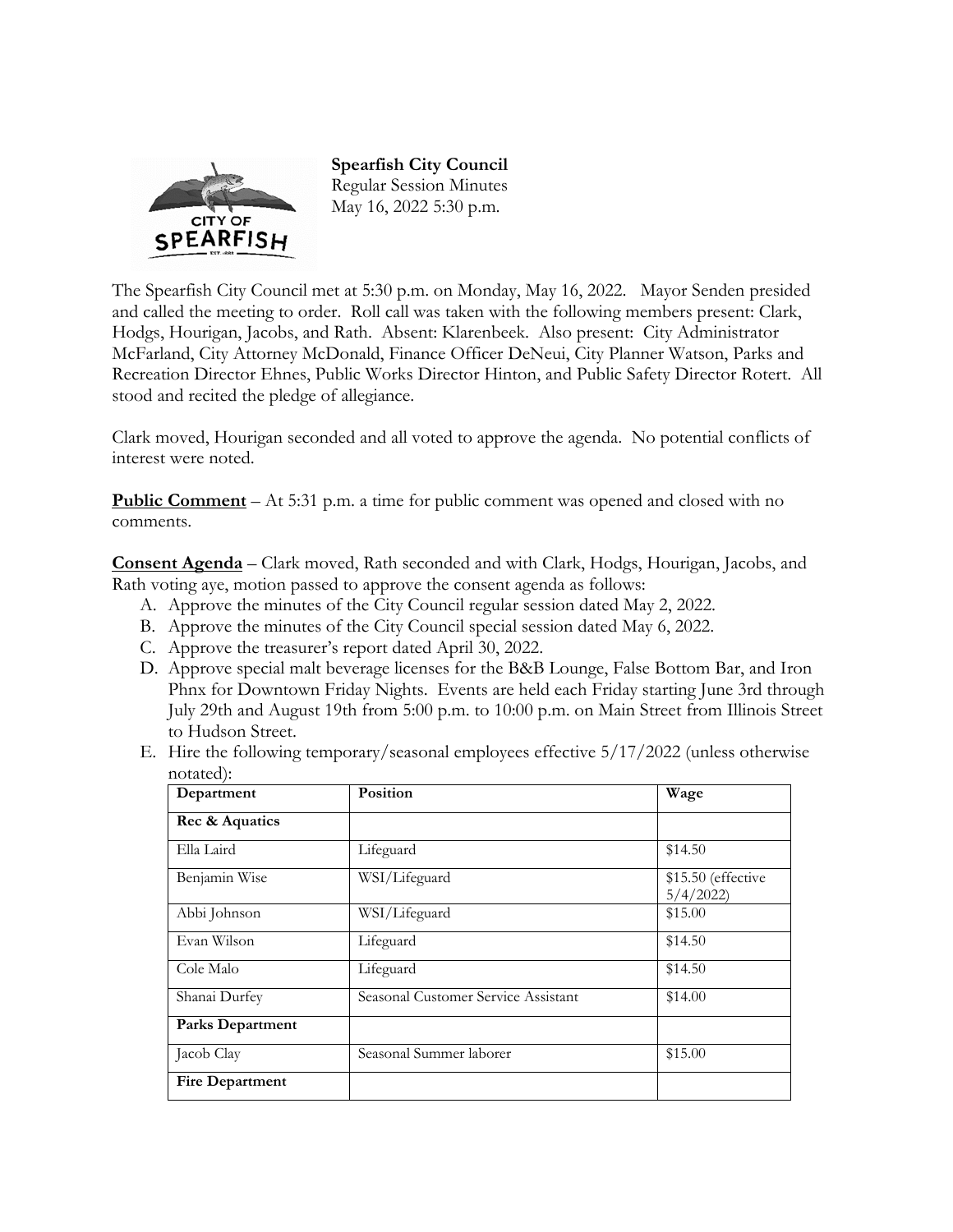**Spearfish City Council**
Regular Session Minutes
May 16, 2022 5:30 p.m.

The Spearfish City Council met at 5:30 p.m. on Monday, May 16, 2022. Mayor Senden presided and called the meeting to order. Roll call was taken with the following members present: Clark, Hodgs, Hourigan, Jacobs, and Rath. Absent: Klarenbeek. Also present: City Administrator McFarland, City Attorney McDonald, Finance Officer DeNeui, City Planner Watson, Parks and Recreation Director Ehnes, Public Works Director Hinton, and Public Safety Director Rotert. All stood and recited the pledge of allegiance.

Clark moved, Hourigan seconded and all voted to approve the agenda. No potential conflicts of interest were noted.

**Public Comment** – At 5:31 p.m. a time for public comment was opened and closed with no comments.

**Consent Agenda** – Clark moved, Rath seconded and with Clark, Hodgs, Hourigan, Jacobs, and Rath voting aye, motion passed to approve the consent agenda as follows:

A. Approve the minutes of the City Council regular session dated May 2, 2022.
B. Approve the minutes of the City Council special session dated May 6, 2022.
C. Approve the treasurer's report dated April 30, 2022.
D. Approve special malt beverage licenses for the B&B Lounge, False Bottom Bar, and Iron Phnx for Downtown Friday Nights. Events are held each Friday starting June 3rd through July 29th and August 19th from 5:00 p.m. to 10:00 p.m. on Main Street from Illinois Street to Hudson Street.
E. Hire the following temporary/seasonal employees effective 5/17/2022 (unless otherwise notated):

| Department | Position | Wage |
|---|---|---|
| **Rec & Aquatics** | | |
| Ella Laird | Lifeguard | $14.50 |
| Benjamin Wise | WSI/Lifeguard | $15.50 (effective 5/4/2022) |
| Abbi Johnson | WSI/Lifeguard | $15.00 |
| Evan Wilson | Lifeguard | $14.50 |
| Cole Malo | Lifeguard | $14.50 |
| Shanai Durfey | Seasonal Customer Service Assistant | $14.00 |
| **Parks Department** | | |
| Jacob Clay | Seasonal Summer laborer | $15.00 |
| **Fire Department** | | |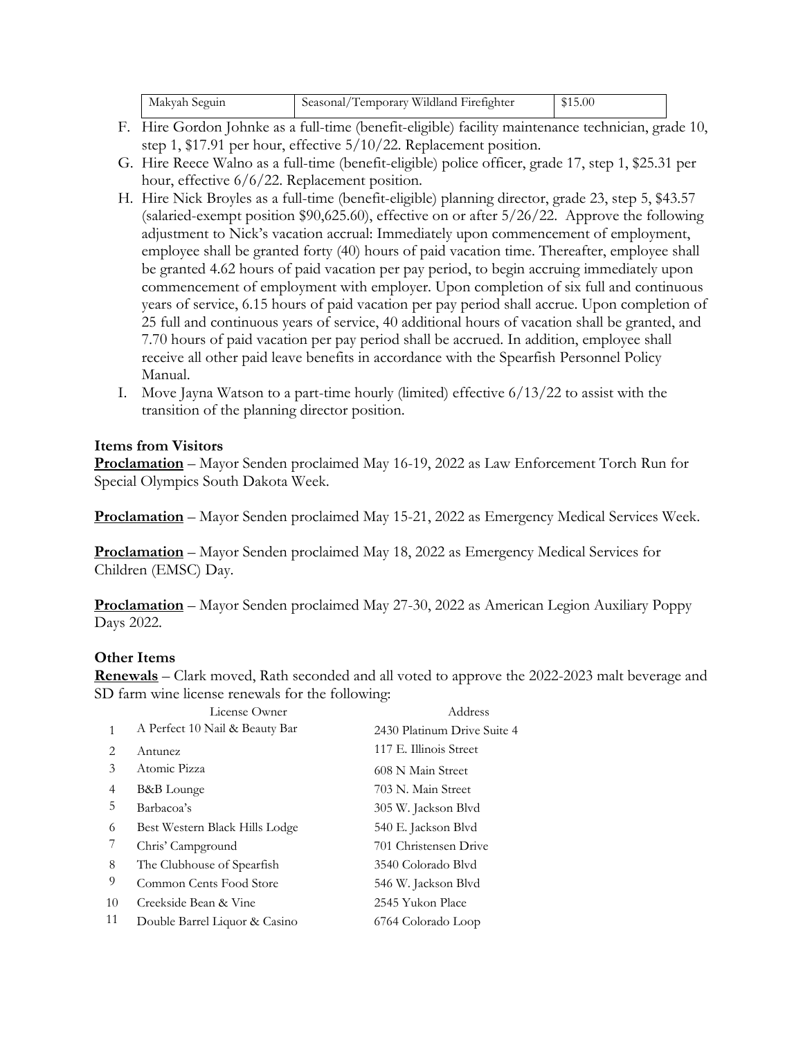| Makyah Seguin | Seasonal/Temporary Wildland Firefighter | $15.00 |
|---|---|---|

F. Hire Gordon Johnke as a full-time (benefit-eligible) facility maintenance technician, grade 10, step 1, $17.91 per hour, effective 5/10/22. Replacement position.

G. Hire Reece Walno as a full-time (benefit-eligible) police officer, grade 17, step 1, $25.31 per hour, effective 6/6/22. Replacement position.

H. Hire Nick Broyles as a full-time (benefit-eligible) planning director, grade 23, step 5, $43.57 (salaried-exempt position $90,625.60), effective on or after 5/26/22. Approve the following adjustment to Nick's vacation accrual: Immediately upon commencement of employment, employee shall be granted forty (40) hours of paid vacation time. Thereafter, employee shall be granted 4.62 hours of paid vacation per pay period, to begin accruing immediately upon commencement of employment with employer. Upon completion of six full and continuous years of service, 6.15 hours of paid vacation per pay period shall accrue. Upon completion of 25 full and continuous years of service, 40 additional hours of vacation shall be granted, and 7.70 hours of paid vacation per pay period shall be accrued. In addition, employee shall receive all other paid leave benefits in accordance with the Spearfish Personnel Policy Manual.

I. Move Jayna Watson to a part-time hourly (limited) effective 6/13/22 to assist with the transition of the planning director position.

### Items from Visitors

**Proclamation** – Mayor Senden proclaimed May 16-19, 2022 as Law Enforcement Torch Run for Special Olympics South Dakota Week.

**Proclamation** – Mayor Senden proclaimed May 15-21, 2022 as Emergency Medical Services Week.

**Proclamation** – Mayor Senden proclaimed May 18, 2022 as Emergency Medical Services for Children (EMSC) Day.

**Proclamation** – Mayor Senden proclaimed May 27-30, 2022 as American Legion Auxiliary Poppy Days 2022.

### Other Items

**Renewals** – Clark moved, Rath seconded and all voted to approve the 2022-2023 malt beverage and SD farm wine license renewals for the following:

| | License Owner | Address |
|---|---|---|
| 1 | A Perfect 10 Nail & Beauty Bar | 2430 Platinum Drive Suite 4 |
| 2 | Antunez | 117 E. Illinois Street |
| 3 | Atomic Pizza | 608 N Main Street |
| 4 | B&B Lounge | 703 N. Main Street |
| 5 | Barbacoa's | 305 W. Jackson Blvd |
| 6 | Best Western Black Hills Lodge | 540 E. Jackson Blvd |
| 7 | Chris' Campground | 701 Christensen Drive |
| 8 | The Clubhouse of Spearfish | 3540 Colorado Blvd |
| 9 | Common Cents Food Store | 546 W. Jackson Blvd |
| 10 | Creekside Bean & Vine | 2545 Yukon Place |
| 11 | Double Barrel Liquor & Casino | 6764 Colorado Loop |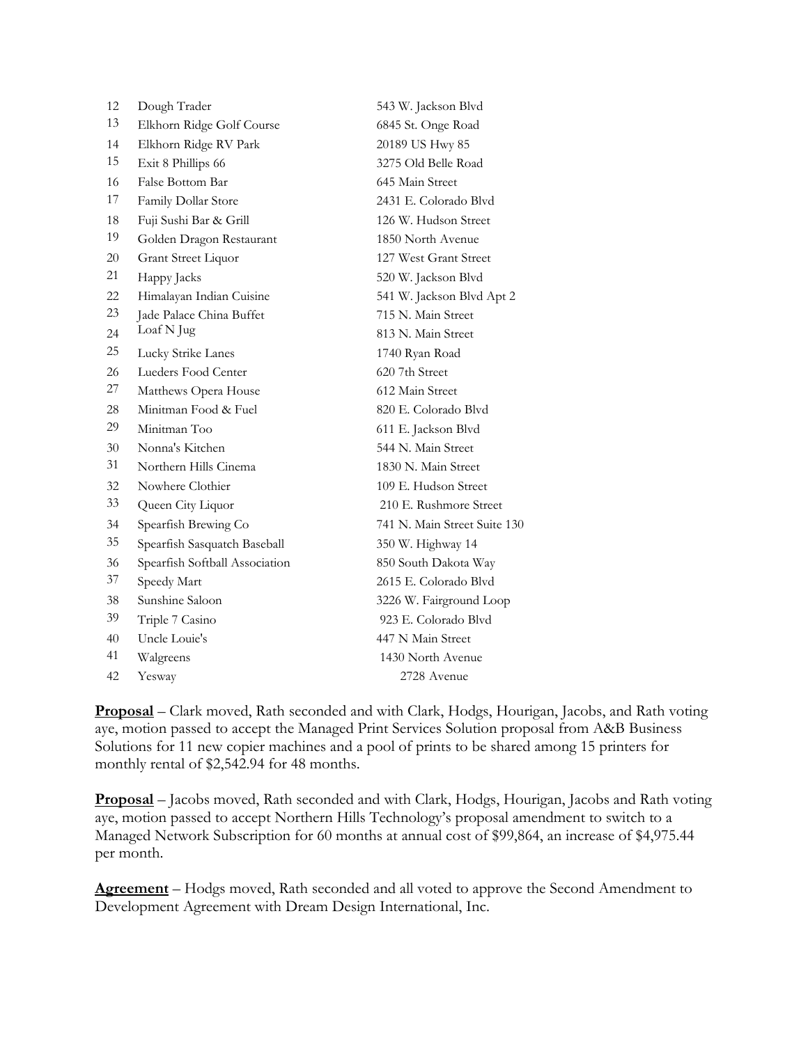| | | |
|---|---|---|
| 12 | Dough Trader | 543 W. Jackson Blvd |
| 13 | Elkhorn Ridge Golf Course | 6845 St. Onge Road |
| 14 | Elkhorn Ridge RV Park | 20189 US Hwy 85 |
| 15 | Exit 8 Phillips 66 | 3275 Old Belle Road |
| 16 | False Bottom Bar | 645 Main Street |
| 17 | Family Dollar Store | 2431 E. Colorado Blvd |
| 18 | Fuji Sushi Bar & Grill | 126 W. Hudson Street |
| 19 | Golden Dragon Restaurant | 1850 North Avenue |
| 20 | Grant Street Liquor | 127 West Grant Street |
| 21 | Happy Jacks | 520 W. Jackson Blvd |
| 22 | Himalayan Indian Cuisine | 541 W. Jackson Blvd Apt 2 |
| 23 | Jade Palace China Buffet | 715 N. Main Street |
| 24 | Loaf N Jug | 813 N. Main Street |
| 25 | Lucky Strike Lanes | 1740 Ryan Road |
| 26 | Lueders Food Center | 620 7th Street |
| 27 | Matthews Opera House | 612 Main Street |
| 28 | Minitman Food & Fuel | 820 E. Colorado Blvd |
| 29 | Minitman Too | 611 E. Jackson Blvd |
| 30 | Nonna's Kitchen | 544 N. Main Street |
| 31 | Northern Hills Cinema | 1830 N. Main Street |
| 32 | Nowhere Clothier | 109 E. Hudson Street |
| 33 | Queen City Liquor | 210 E. Rushmore Street |
| 34 | Spearfish Brewing Co | 741 N. Main Street Suite 130 |
| 35 | Spearfish Sasquatch Baseball | 350 W. Highway 14 |
| 36 | Spearfish Softball Association | 850 South Dakota Way |
| 37 | Speedy Mart | 2615 E. Colorado Blvd |
| 38 | Sunshine Saloon | 3226 W. Fairground Loop |
| 39 | Triple 7 Casino | 923 E. Colorado Blvd |
| 40 | Uncle Louie's | 447 N Main Street |
| 41 | Walgreens | 1430 North Avenue |
| 42 | Yesway | 2728 Avenue |

**Proposal** – Clark moved, Rath seconded and with Clark, Hodgs, Hourigan, Jacobs, and Rath voting aye, motion passed to accept the Managed Print Services Solution proposal from A&B Business Solutions for 11 new copier machines and a pool of prints to be shared among 15 printers for monthly rental of $2,542.94 for 48 months.

**Proposal** – Jacobs moved, Rath seconded and with Clark, Hodgs, Hourigan, Jacobs and Rath voting aye, motion passed to accept Northern Hills Technology's proposal amendment to switch to a Managed Network Subscription for 60 months at annual cost of $99,864, an increase of $4,975.44 per month.

**Agreement** – Hodgs moved, Rath seconded and all voted to approve the Second Amendment to Development Agreement with Dream Design International, Inc.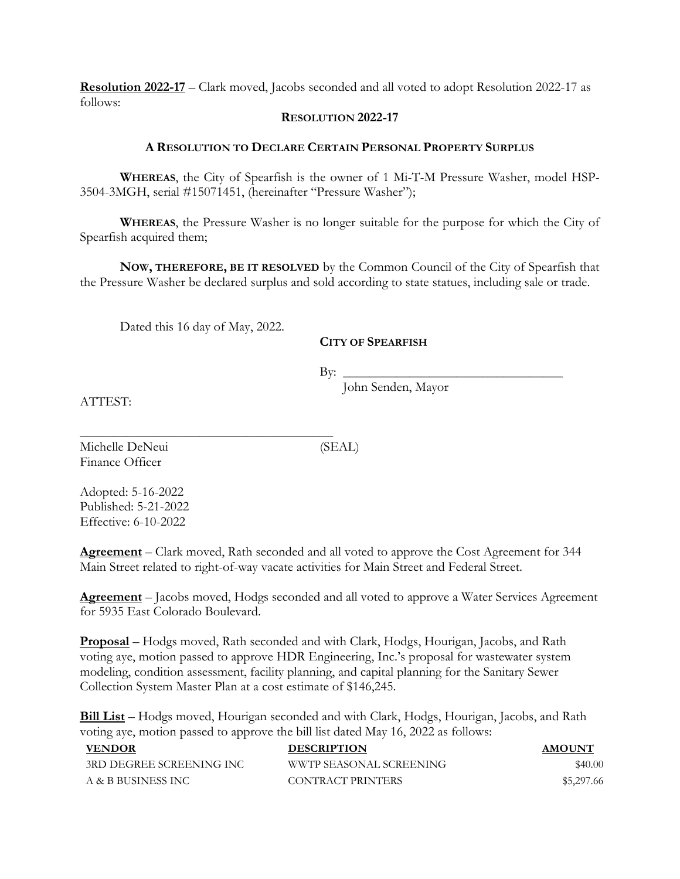**Resolution 2022-17** – Clark moved, Jacobs seconded and all voted to adopt Resolution 2022-17 as follows:

**RESOLUTION 2022-17**

**A RESOLUTION TO DECLARE CERTAIN PERSONAL PROPERTY SURPLUS**

**WHEREAS**, the City of Spearfish is the owner of 1 Mi-T-M Pressure Washer, model HSP-3504-3MGH, serial #15071451, (hereinafter "Pressure Washer");

**WHEREAS**, the Pressure Washer is no longer suitable for the purpose for which the City of Spearfish acquired them;

**NOW, THEREFORE, BE IT RESOLVED** by the Common Council of the City of Spearfish that the Pressure Washer be declared surplus and sold according to state statues, including sale or trade.

Dated this 16 day of May, 2022.

**CITY OF SPEARFISH**

By: ___________________________________
John Senden, Mayor

ATTEST:

________________________________________
Michelle DeNeui (SEAL)
Finance Officer

Adopted: 5-16-2022
Published: 5-21-2022
Effective: 6-10-2022

**Agreement** – Clark moved, Rath seconded and all voted to approve the Cost Agreement for 344 Main Street related to right-of-way vacate activities for Main Street and Federal Street.

**Agreement** – Jacobs moved, Hodgs seconded and all voted to approve a Water Services Agreement for 5935 East Colorado Boulevard.

**Proposal** – Hodgs moved, Rath seconded and with Clark, Hodgs, Hourigan, Jacobs, and Rath voting aye, motion passed to approve HDR Engineering, Inc.'s proposal for wastewater system modeling, condition assessment, facility planning, and capital planning for the Sanitary Sewer Collection System Master Plan at a cost estimate of $146,245.

**Bill List** – Hodgs moved, Hourigan seconded and with Clark, Hodgs, Hourigan, Jacobs, and Rath voting aye, motion passed to approve the bill list dated May 16, 2022 as follows:

| VENDOR | DESCRIPTION | AMOUNT |
|---|---|---|
| 3RD DEGREE SCREENING INC | WWTP SEASONAL SCREENING | $40.00 |
| A & B BUSINESS INC | CONTRACT PRINTERS | $5,297.66 |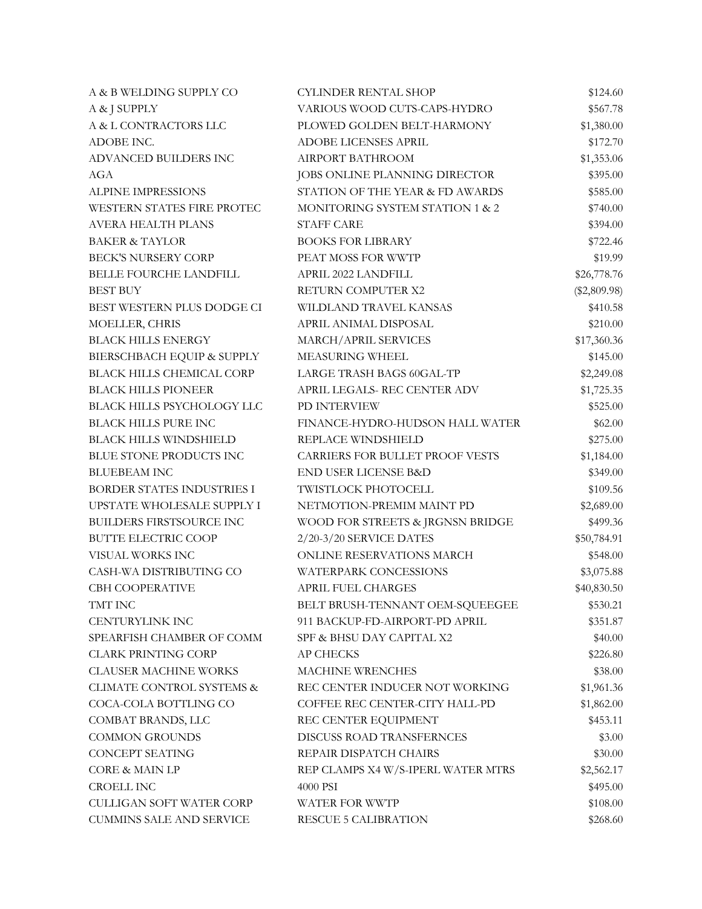| | | |
|---|---|---|
| A & B WELDING SUPPLY CO | CYLINDER RENTAL SHOP | $124.60 |
| A & J SUPPLY | VARIOUS WOOD CUTS-CAPS-HYDRO | $567.78 |
| A & L CONTRACTORS LLC | PLOWED GOLDEN BELT-HARMONY | $1,380.00 |
| ADOBE INC. | ADOBE LICENSES APRIL | $172.70 |
| ADVANCED BUILDERS INC | AIRPORT BATHROOM | $1,353.06 |
| AGA | JOBS ONLINE PLANNING DIRECTOR | $395.00 |
| ALPINE IMPRESSIONS | STATION OF THE YEAR & FD AWARDS | $585.00 |
| WESTERN STATES FIRE PROTEC | MONITORING SYSTEM STATION 1 & 2 | $740.00 |
| AVERA HEALTH PLANS | STAFF CARE | $394.00 |
| BAKER & TAYLOR | BOOKS FOR LIBRARY | $722.46 |
| BECK'S NURSERY CORP | PEAT MOSS FOR WWTP | $19.99 |
| BELLE FOURCHE LANDFILL | APRIL 2022 LANDFILL | $26,778.76 |
| BEST BUY | RETURN COMPUTER X2 | ($2,809.98) |
| BEST WESTERN PLUS DODGE CI | WILDLAND TRAVEL KANSAS | $410.58 |
| MOELLER, CHRIS | APRIL ANIMAL DISPOSAL | $210.00 |
| BLACK HILLS ENERGY | MARCH/APRIL SERVICES | $17,360.36 |
| BIERSCHBACH EQUIP & SUPPLY | MEASURING WHEEL | $145.00 |
| BLACK HILLS CHEMICAL CORP | LARGE TRASH BAGS 60GAL-TP | $2,249.08 |
| BLACK HILLS PIONEER | APRIL LEGALS- REC CENTER ADV | $1,725.35 |
| BLACK HILLS PSYCHOLOGY LLC | PD INTERVIEW | $525.00 |
| BLACK HILLS PURE INC | FINANCE-HYDRO-HUDSON HALL WATER | $62.00 |
| BLACK HILLS WINDSHIELD | REPLACE WINDSHIELD | $275.00 |
| BLUE STONE PRODUCTS INC | CARRIERS FOR BULLET PROOF VESTS | $1,184.00 |
| BLUEBEAM INC | END USER LICENSE B&D | $349.00 |
| BORDER STATES INDUSTRIES I | TWISTLOCK PHOTOCELL | $109.56 |
| UPSTATE WHOLESALE SUPPLY I | NETMOTION-PREMIM MAINT PD | $2,689.00 |
| BUILDERS FIRSTSOURCE INC | WOOD FOR STREETS & JRGNSN BRIDGE | $499.36 |
| BUTTE ELECTRIC COOP | 2/20-3/20 SERVICE DATES | $50,784.91 |
| VISUAL WORKS INC | ONLINE RESERVATIONS MARCH | $548.00 |
| CASH-WA DISTRIBUTING CO | WATERPARK CONCESSIONS | $3,075.88 |
| CBH COOPERATIVE | APRIL FUEL CHARGES | $40,830.50 |
| TMT INC | BELT BRUSH-TENNANT OEM-SQUEEGEE | $530.21 |
| CENTURYLINK INC | 911 BACKUP-FD-AIRPORT-PD APRIL | $351.87 |
| SPEARFISH CHAMBER OF COMM | SPF & BHSU DAY CAPITAL X2 | $40.00 |
| CLARK PRINTING CORP | AP CHECKS | $226.80 |
| CLAUSER MACHINE WORKS | MACHINE WRENCHES | $38.00 |
| CLIMATE CONTROL SYSTEMS & | REC CENTER INDUCER NOT WORKING | $1,961.36 |
| COCA-COLA BOTTLING CO | COFFEE REC CENTER-CITY HALL-PD | $1,862.00 |
| COMBAT BRANDS, LLC | REC CENTER EQUIPMENT | $453.11 |
| COMMON GROUNDS | DISCUSS ROAD TRANSFERNCES | $3.00 |
| CONCEPT SEATING | REPAIR DISPATCH CHAIRS | $30.00 |
| CORE & MAIN LP | REP CLAMPS X4 W/S-IPERL WATER MTRS | $2,562.17 |
| CROELL INC | 4000 PSI | $495.00 |
| CULLIGAN SOFT WATER CORP | WATER FOR WWTP | $108.00 |
| CUMMINS SALE AND SERVICE | RESCUE 5 CALIBRATION | $268.60 |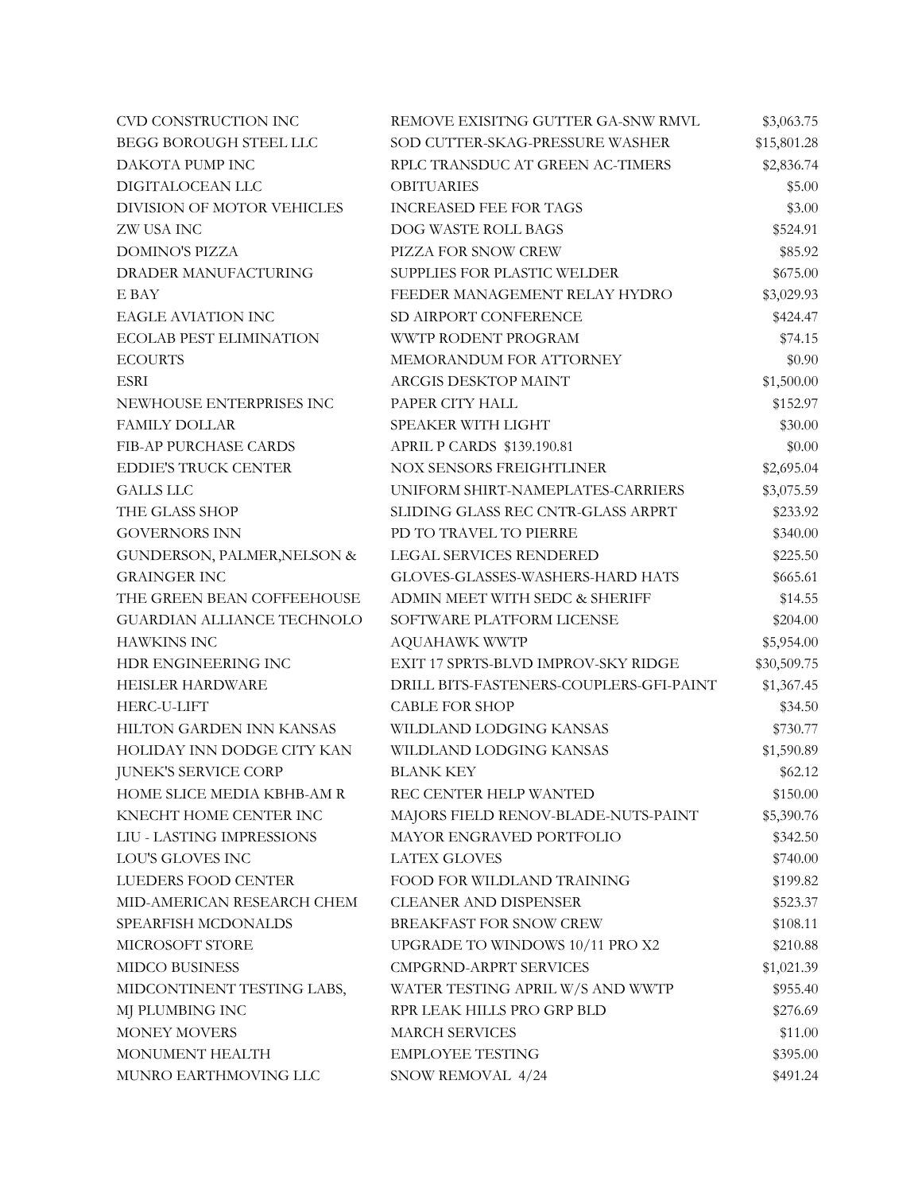| | | |
|---|---|---|
| CVD CONSTRUCTION INC | REMOVE EXISITNG GUTTER GA-SNW RMVL | $3,063.75 |
| BEGG BOROUGH STEEL LLC | SOD CUTTER-SKAG-PRESSURE WASHER | $15,801.28 |
| DAKOTA PUMP INC | RPLC TRANSDUC AT GREEN AC-TIMERS | $2,836.74 |
| DIGITALOCEAN LLC | OBITUARIES | $5.00 |
| DIVISION OF MOTOR VEHICLES | INCREASED FEE FOR TAGS | $3.00 |
| ZW USA INC | DOG WASTE ROLL BAGS | $524.91 |
| DOMINO'S PIZZA | PIZZA FOR SNOW CREW | $85.92 |
| DRADER MANUFACTURING | SUPPLIES FOR PLASTIC WELDER | $675.00 |
| E BAY | FEEDER MANAGEMENT RELAY HYDRO | $3,029.93 |
| EAGLE AVIATION INC | SD AIRPORT CONFERENCE | $424.47 |
| ECOLAB PEST ELIMINATION | WWTP RODENT PROGRAM | $74.15 |
| ECOURTS | MEMORANDUM FOR ATTORNEY | $0.90 |
| ESRI | ARCGIS DESKTOP MAINT | $1,500.00 |
| NEWHOUSE ENTERPRISES INC | PAPER CITY HALL | $152.97 |
| FAMILY DOLLAR | SPEAKER WITH LIGHT | $30.00 |
| FIB-AP PURCHASE CARDS | APRIL P CARDS $139.190.81 | $0.00 |
| EDDIE'S TRUCK CENTER | NOX SENSORS FREIGHTLINER | $2,695.04 |
| GALLS LLC | UNIFORM SHIRT-NAMEPLATES-CARRIERS | $3,075.59 |
| THE GLASS SHOP | SLIDING GLASS REC CNTR-GLASS ARPRT | $233.92 |
| GOVERNORS INN | PD TO TRAVEL TO PIERRE | $340.00 |
| GUNDERSON, PALMER,NELSON & | LEGAL SERVICES RENDERED | $225.50 |
| GRAINGER INC | GLOVES-GLASSES-WASHERS-HARD HATS | $665.61 |
| THE GREEN BEAN COFFEEHOUSE | ADMIN MEET WITH SEDC & SHERIFF | $14.55 |
| GUARDIAN ALLIANCE TECHNOLO | SOFTWARE PLATFORM LICENSE | $204.00 |
| HAWKINS INC | AQUAHAWK WWTP | $5,954.00 |
| HDR ENGINEERING INC | EXIT 17 SPRTS-BLVD IMPROV-SKY RIDGE | $30,509.75 |
| HEISLER HARDWARE | DRILL BITS-FASTENERS-COUPLERS-GFI-PAINT | $1,367.45 |
| HERC-U-LIFT | CABLE FOR SHOP | $34.50 |
| HILTON GARDEN INN KANSAS | WILDLAND LODGING KANSAS | $730.77 |
| HOLIDAY INN DODGE CITY KAN | WILDLAND LODGING KANSAS | $1,590.89 |
| JUNEK'S SERVICE CORP | BLANK KEY | $62.12 |
| HOME SLICE MEDIA KBHB-AM R | REC CENTER HELP WANTED | $150.00 |
| KNECHT HOME CENTER INC | MAJORS FIELD RENOV-BLADE-NUTS-PAINT | $5,390.76 |
| LIU - LASTING IMPRESSIONS | MAYOR ENGRAVED PORTFOLIO | $342.50 |
| LOU'S GLOVES INC | LATEX GLOVES | $740.00 |
| LUEDERS FOOD CENTER | FOOD FOR WILDLAND TRAINING | $199.82 |
| MID-AMERICAN RESEARCH CHEM | CLEANER AND DISPENSER | $523.37 |
| SPEARFISH MCDONALDS | BREAKFAST FOR SNOW CREW | $108.11 |
| MICROSOFT STORE | UPGRADE TO WINDOWS 10/11 PRO X2 | $210.88 |
| MIDCO BUSINESS | CMPGRND-ARPRT SERVICES | $1,021.39 |
| MIDCONTINENT TESTING LABS, | WATER TESTING APRIL W/S AND WWTP | $955.40 |
| MJ PLUMBING INC | RPR LEAK HILLS PRO GRP BLD | $276.69 |
| MONEY MOVERS | MARCH SERVICES | $11.00 |
| MONUMENT HEALTH | EMPLOYEE TESTING | $395.00 |
| MUNRO EARTHMOVING LLC | SNOW REMOVAL 4/24 | $491.24 |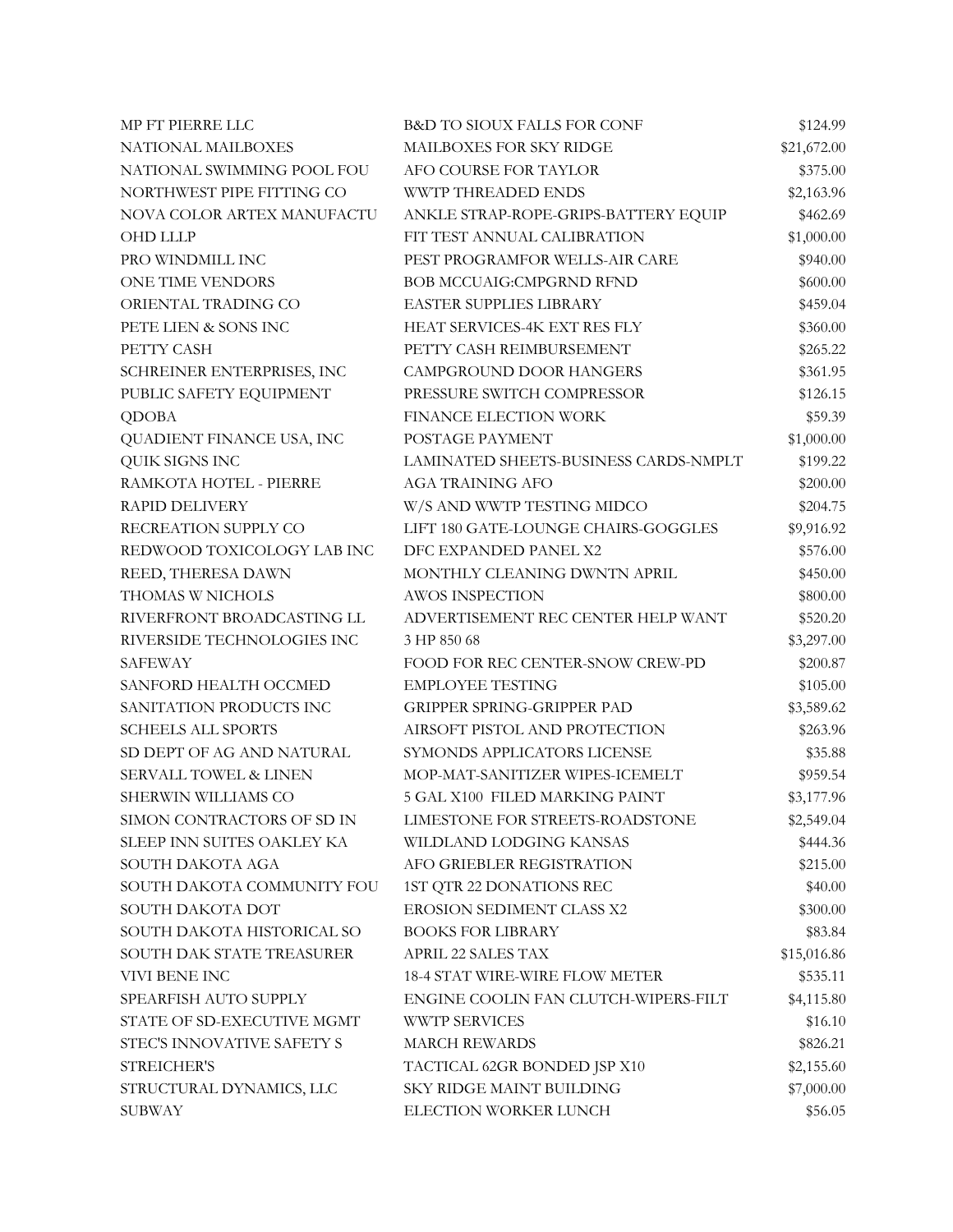| | | |
|---|---|---|
| MP FT PIERRE LLC | B&D TO SIOUX FALLS FOR CONF | $124.99 |
| NATIONAL MAILBOXES | MAILBOXES FOR SKY RIDGE | $21,672.00 |
| NATIONAL SWIMMING POOL FOU | AFO COURSE FOR TAYLOR | $375.00 |
| NORTHWEST PIPE FITTING CO | WWTP THREADED ENDS | $2,163.96 |
| NOVA COLOR ARTEX MANUFACTU | ANKLE STRAP-ROPE-GRIPS-BATTERY EQUIP | $462.69 |
| OHD LLLP | FIT TEST ANNUAL CALIBRATION | $1,000.00 |
| PRO WINDMILL INC | PEST PROGRAMFOR WELLS-AIR CARE | $940.00 |
| ONE TIME VENDORS | BOB MCCUAIG:CMPGRND RFND | $600.00 |
| ORIENTAL TRADING CO | EASTER SUPPLIES LIBRARY | $459.04 |
| PETE LIEN & SONS INC | HEAT SERVICES-4K EXT RES FLY | $360.00 |
| PETTY CASH | PETTY CASH REIMBURSEMENT | $265.22 |
| SCHREINER ENTERPRISES, INC | CAMPGROUND DOOR HANGERS | $361.95 |
| PUBLIC SAFETY EQUIPMENT | PRESSURE SWITCH COMPRESSOR | $126.15 |
| QDOBA | FINANCE ELECTION WORK | $59.39 |
| QUADIENT FINANCE USA, INC | POSTAGE PAYMENT | $1,000.00 |
| QUIK SIGNS INC | LAMINATED SHEETS-BUSINESS CARDS-NMPLT | $199.22 |
| RAMKOTA HOTEL - PIERRE | AGA TRAINING AFO | $200.00 |
| RAPID DELIVERY | W/S AND WWTP TESTING MIDCO | $204.75 |
| RECREATION SUPPLY CO | LIFT 180 GATE-LOUNGE CHAIRS-GOGGLES | $9,916.92 |
| REDWOOD TOXICOLOGY LAB INC | DFC EXPANDED PANEL X2 | $576.00 |
| REED, THERESA DAWN | MONTHLY CLEANING DWNTN APRIL | $450.00 |
| THOMAS W NICHOLS | AWOS INSPECTION | $800.00 |
| RIVERFRONT BROADCASTING LL | ADVERTISEMENT REC CENTER HELP WANT | $520.20 |
| RIVERSIDE TECHNOLOGIES INC | 3 HP 850 68 | $3,297.00 |
| SAFEWAY | FOOD FOR REC CENTER-SNOW CREW-PD | $200.87 |
| SANFORD HEALTH OCCMED | EMPLOYEE TESTING | $105.00 |
| SANITATION PRODUCTS INC | GRIPPER SPRING-GRIPPER PAD | $3,589.62 |
| SCHEELS ALL SPORTS | AIRSOFT PISTOL AND PROTECTION | $263.96 |
| SD DEPT OF AG AND NATURAL | SYMONDS APPLICATORS LICENSE | $35.88 |
| SERVALL TOWEL & LINEN | MOP-MAT-SANITIZER WIPES-ICEMELT | $959.54 |
| SHERWIN WILLIAMS CO | 5 GAL X100 FILED MARKING PAINT | $3,177.96 |
| SIMON CONTRACTORS OF SD IN | LIMESTONE FOR STREETS-ROADSTONE | $2,549.04 |
| SLEEP INN SUITES OAKLEY KA | WILDLAND LODGING KANSAS | $444.36 |
| SOUTH DAKOTA AGA | AFO GRIEBLER REGISTRATION | $215.00 |
| SOUTH DAKOTA COMMUNITY FOU | 1ST QTR 22 DONATIONS REC | $40.00 |
| SOUTH DAKOTA DOT | EROSION SEDIMENT CLASS X2 | $300.00 |
| SOUTH DAKOTA HISTORICAL SO | BOOKS FOR LIBRARY | $83.84 |
| SOUTH DAK STATE TREASURER | APRIL 22 SALES TAX | $15,016.86 |
| VIVI BENE INC | 18-4 STAT WIRE-WIRE FLOW METER | $535.11 |
| SPEARFISH AUTO SUPPLY | ENGINE COOLIN FAN CLUTCH-WIPERS-FILT | $4,115.80 |
| STATE OF SD-EXECUTIVE MGMT | WWTP SERVICES | $16.10 |
| STEC'S INNOVATIVE SAFETY S | MARCH REWARDS | $826.21 |
| STREICHER'S | TACTICAL 62GR BONDED JSP X10 | $2,155.60 |
| STRUCTURAL DYNAMICS, LLC | SKY RIDGE MAINT BUILDING | $7,000.00 |
| SUBWAY | ELECTION WORKER LUNCH | $56.05 |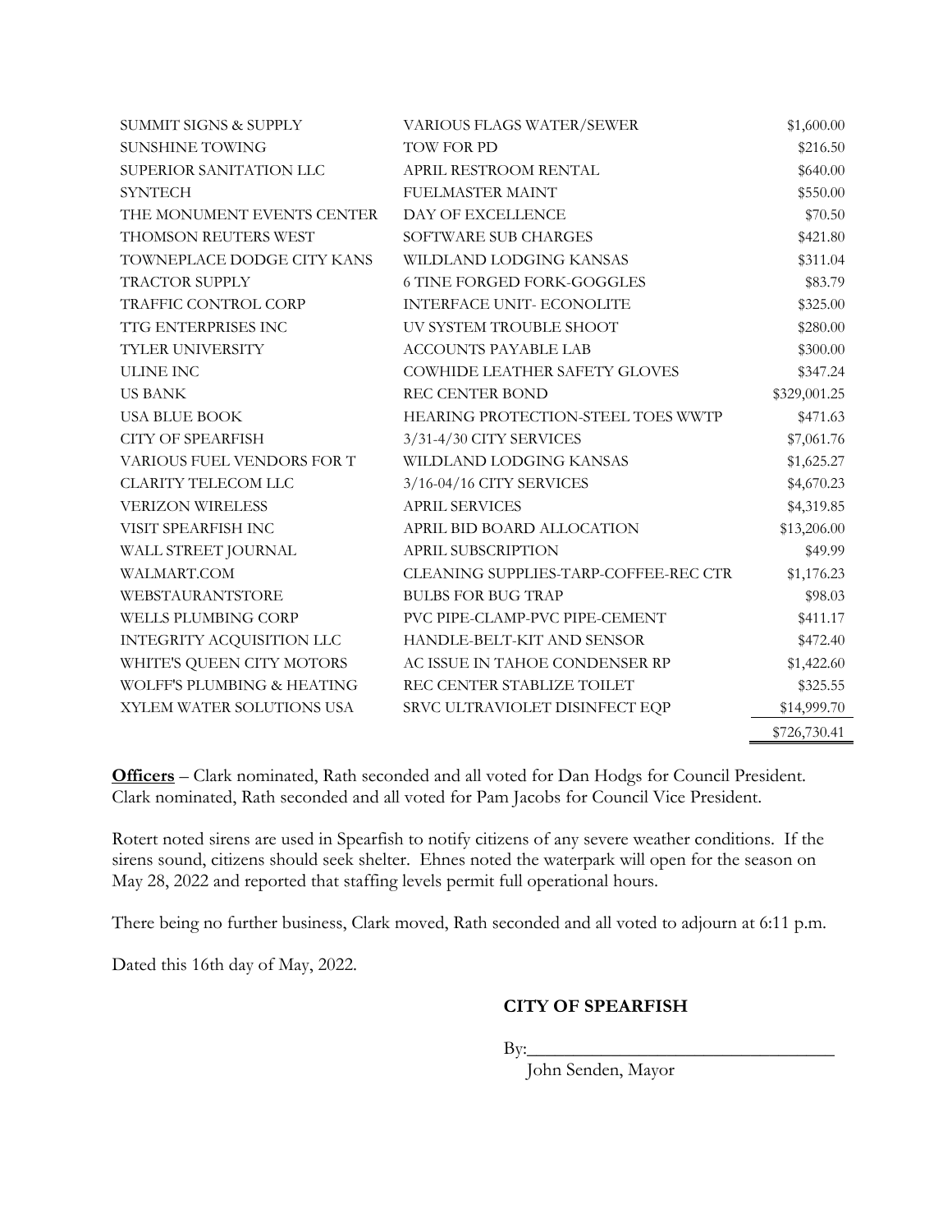| | | |
|---|---|---|
| SUMMIT SIGNS & SUPPLY | VARIOUS FLAGS WATER/SEWER | $1,600.00 |
| SUNSHINE TOWING | TOW FOR PD | $216.50 |
| SUPERIOR SANITATION LLC | APRIL RESTROOM RENTAL | $640.00 |
| SYNTECH | FUELMASTER MAINT | $550.00 |
| THE MONUMENT EVENTS CENTER | DAY OF EXCELLENCE | $70.50 |
| THOMSON REUTERS WEST | SOFTWARE SUB CHARGES | $421.80 |
| TOWNEPLACE DODGE CITY KANS | WILDLAND LODGING KANSAS | $311.04 |
| TRACTOR SUPPLY | 6 TINE FORGED FORK-GOGGLES | $83.79 |
| TRAFFIC CONTROL CORP | INTERFACE UNIT- ECONOLITE | $325.00 |
| TTG ENTERPRISES INC | UV SYSTEM TROUBLE SHOOT | $280.00 |
| TYLER UNIVERSITY | ACCOUNTS PAYABLE LAB | $300.00 |
| ULINE INC | COWHIDE LEATHER SAFETY GLOVES | $347.24 |
| US BANK | REC CENTER BOND | $329,001.25 |
| USA BLUE BOOK | HEARING PROTECTION-STEEL TOES WWTP | $471.63 |
| CITY OF SPEARFISH | 3/31-4/30 CITY SERVICES | $7,061.76 |
| VARIOUS FUEL VENDORS FOR T | WILDLAND LODGING KANSAS | $1,625.27 |
| CLARITY TELECOM LLC | 3/16-04/16 CITY SERVICES | $4,670.23 |
| VERIZON WIRELESS | APRIL SERVICES | $4,319.85 |
| VISIT SPEARFISH INC | APRIL BID BOARD ALLOCATION | $13,206.00 |
| WALL STREET JOURNAL | APRIL SUBSCRIPTION | $49.99 |
| WALMART.COM | CLEANING SUPPLIES-TARP-COFFEE-REC CTR | $1,176.23 |
| WEBSTAURANTSTORE | BULBS FOR BUG TRAP | $98.03 |
| WELLS PLUMBING CORP | PVC PIPE-CLAMP-PVC PIPE-CEMENT | $411.17 |
| INTEGRITY ACQUISITION LLC | HANDLE-BELT-KIT AND SENSOR | $472.40 |
| WHITE'S QUEEN CITY MOTORS | AC ISSUE IN TAHOE CONDENSER RP | $1,422.60 |
| WOLFF'S PLUMBING & HEATING | REC CENTER STABLIZE TOILET | $325.55 |
| XYLEM WATER SOLUTIONS USA | SRVC ULTRAVIOLET DISINFECT EQP | $14,999.70 |
| | | $726,730.41 |

**Officers** – Clark nominated, Rath seconded and all voted for Dan Hodgs for Council President. Clark nominated, Rath seconded and all voted for Pam Jacobs for Council Vice President.

Rotert noted sirens are used in Spearfish to notify citizens of any severe weather conditions. If the sirens sound, citizens should seek shelter. Ehnes noted the waterpark will open for the season on May 28, 2022 and reported that staffing levels permit full operational hours.

There being no further business, Clark moved, Rath seconded and all voted to adjourn at 6:11 p.m.

Dated this 16th day of May, 2022.

**CITY OF SPEARFISH**

By:___________________________________

John Senden, Mayor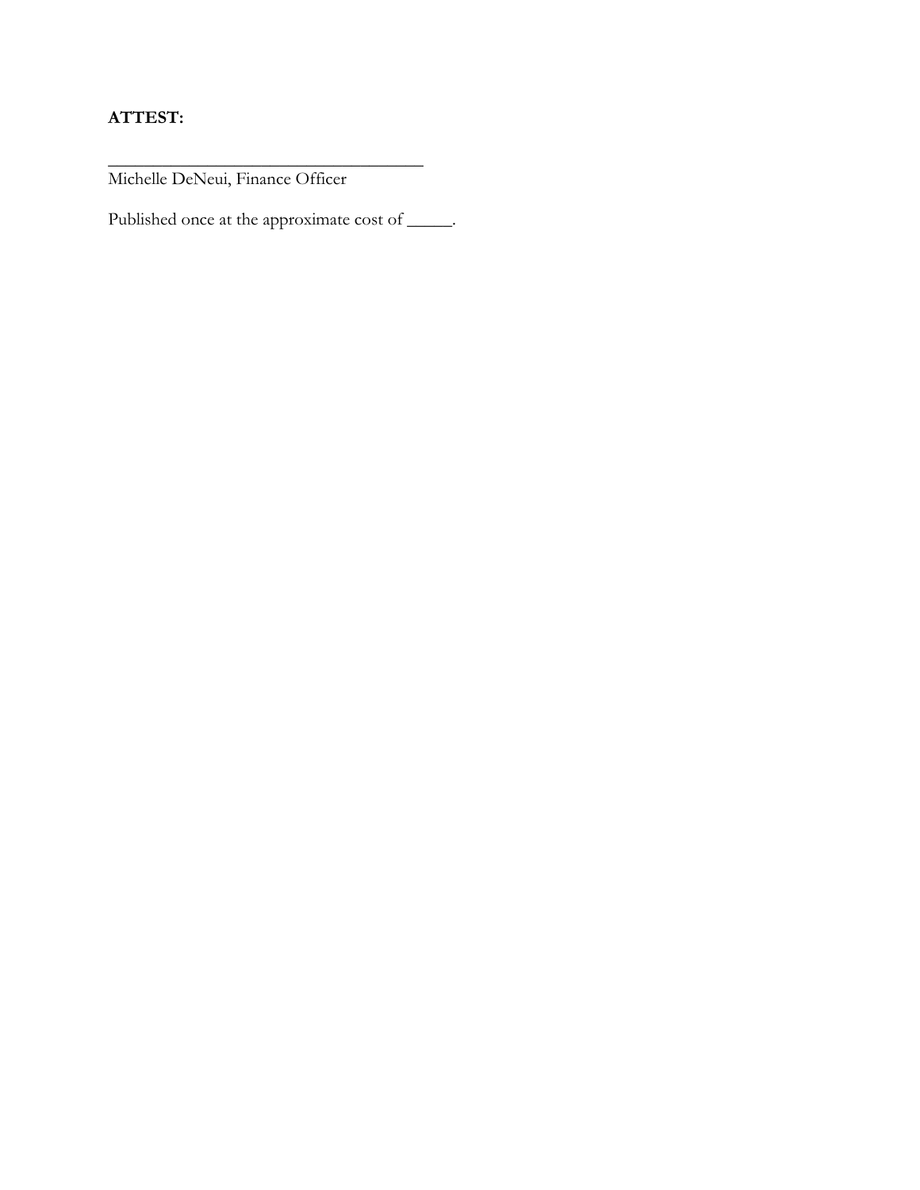**ATTEST:**

_____________________________________
Michelle DeNeui, Finance Officer

Published once at the approximate cost of _____.